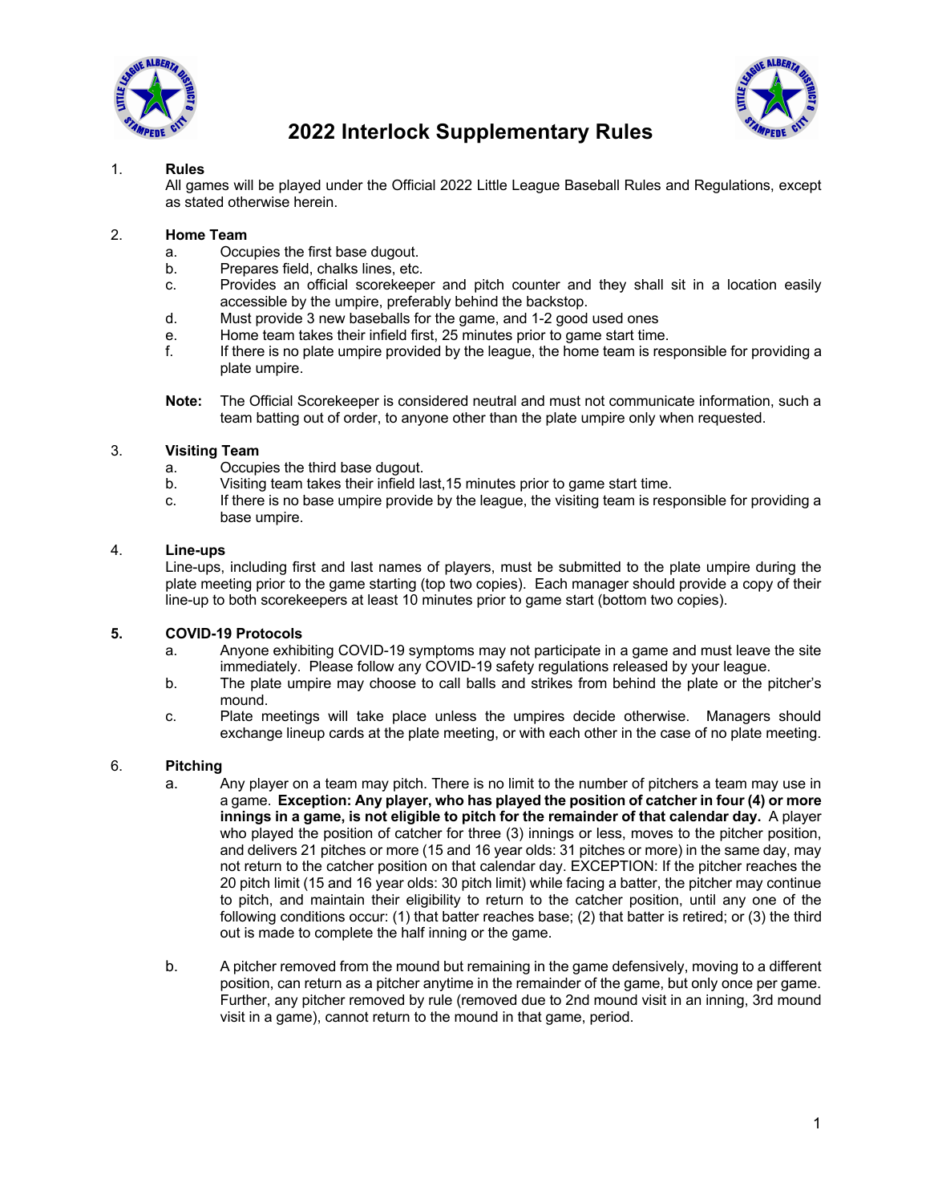# 2022 Interlock Supplementary Rules

1. **Rules**

   All games will be played under the Official 2022 Little League Baseball Rules and Regulations, except as stated otherwise herein.

2. **Home Team**
   - a. Occupies the first base dugout.
   - b. Prepares field, chalks lines, etc.
   - c. Provides an official scorekeeper and pitch counter and they shall sit in a location easily accessible by the umpire, preferably behind the backstop.
   - d. Must provide 3 new baseballs for the game, and 1-2 good used ones
   - e. Home team takes their infield first, 25 minutes prior to game start time.
   - f. If there is no plate umpire provided by the league, the home team is responsible for providing a plate umpire.

   **Note:** The Official Scorekeeper is considered neutral and must not communicate information, such a team batting out of order, to anyone other than the plate umpire only when requested.

3. **Visiting Team**
   - a. Occupies the third base dugout.
   - b. Visiting team takes their infield last,15 minutes prior to game start time.
   - c. If there is no base umpire provide by the league, the visiting team is responsible for providing a base umpire.

4. **Line-ups**

   Line-ups, including first and last names of players, must be submitted to the plate umpire during the plate meeting prior to the game starting (top two copies). Each manager should provide a copy of their line-up to both scorekeepers at least 10 minutes prior to game start (bottom two copies).

5. **COVID-19 Protocols**
   - a. Anyone exhibiting COVID-19 symptoms may not participate in a game and must leave the site immediately. Please follow any COVID-19 safety regulations released by your league.
   - b. The plate umpire may choose to call balls and strikes from behind the plate or the pitcher's mound.
   - c. Plate meetings will take place unless the umpires decide otherwise. Managers should exchange lineup cards at the plate meeting, or with each other in the case of no plate meeting.

6. **Pitching**
   - a. Any player on a team may pitch. There is no limit to the number of pitchers a team may use in a game. **Exception: Any player, who has played the position of catcher in four (4) or more innings in a game, is not eligible to pitch for the remainder of that calendar day.** A player who played the position of catcher for three (3) innings or less, moves to the pitcher position, and delivers 21 pitches or more (15 and 16 year olds: 31 pitches or more) in the same day, may not return to the catcher position on that calendar day. EXCEPTION: If the pitcher reaches the 20 pitch limit (15 and 16 year olds: 30 pitch limit) while facing a batter, the pitcher may continue to pitch, and maintain their eligibility to return to the catcher position, until any one of the following conditions occur: (1) that batter reaches base; (2) that batter is retired; or (3) the third out is made to complete the half inning or the game.
   - b. A pitcher removed from the mound but remaining in the game defensively, moving to a different position, can return as a pitcher anytime in the remainder of the game, but only once per game. Further, any pitcher removed by rule (removed due to 2nd mound visit in an inning, 3rd mound visit in a game), cannot return to the mound in that game, period.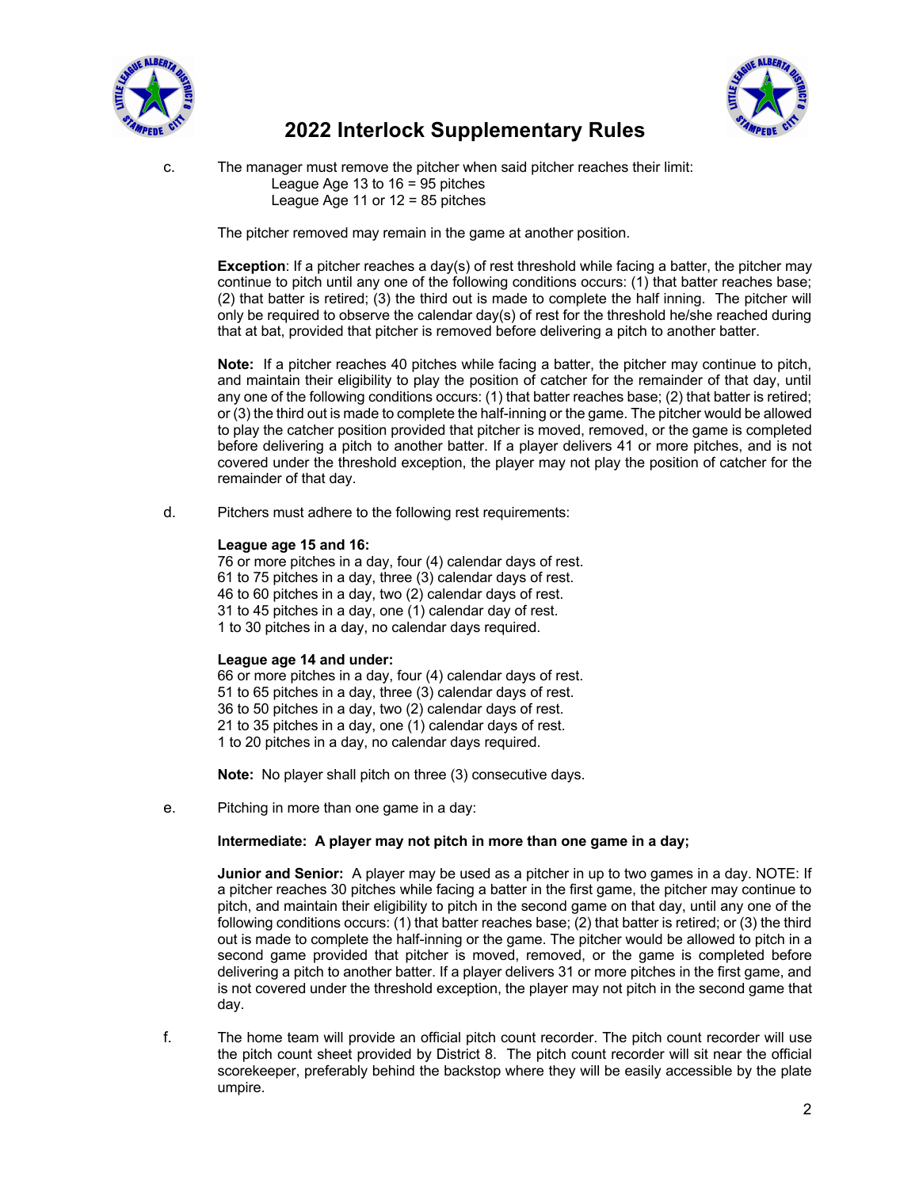# 2022 Interlock Supplementary Rules

c. The manager must remove the pitcher when said pitcher reaches their limit:
   League Age 13 to 16 = 95 pitches
   League Age 11 or 12 = 85 pitches

   The pitcher removed may remain in the game at another position.

   **Exception**: If a pitcher reaches a day(s) of rest threshold while facing a batter, the pitcher may continue to pitch until any one of the following conditions occurs: (1) that batter reaches base; (2) that batter is retired; (3) the third out is made to complete the half inning. The pitcher will only be required to observe the calendar day(s) of rest for the threshold he/she reached during that at bat, provided that pitcher is removed before delivering a pitch to another batter.

   **Note:** If a pitcher reaches 40 pitches while facing a batter, the pitcher may continue to pitch, and maintain their eligibility to play the position of catcher for the remainder of that day, until any one of the following conditions occurs: (1) that batter reaches base; (2) that batter is retired; or (3) the third out is made to complete the half-inning or the game. The pitcher would be allowed to play the catcher position provided that pitcher is moved, removed, or the game is completed before delivering a pitch to another batter. If a player delivers 41 or more pitches, and is not covered under the threshold exception, the player may not play the position of catcher for the remainder of that day.

d. Pitchers must adhere to the following rest requirements:

   **League age 15 and 16:**
   76 or more pitches in a day, four (4) calendar days of rest.
   61 to 75 pitches in a day, three (3) calendar days of rest.
   46 to 60 pitches in a day, two (2) calendar days of rest.
   31 to 45 pitches in a day, one (1) calendar day of rest.
   1 to 30 pitches in a day, no calendar days required.

   **League age 14 and under:**
   66 or more pitches in a day, four (4) calendar days of rest.
   51 to 65 pitches in a day, three (3) calendar days of rest.
   36 to 50 pitches in a day, two (2) calendar days of rest.
   21 to 35 pitches in a day, one (1) calendar days of rest.
   1 to 20 pitches in a day, no calendar days required.

   **Note:** No player shall pitch on three (3) consecutive days.

e. Pitching in more than one game in a day:

   **Intermediate: A player may not pitch in more than one game in a day;**

   **Junior and Senior:** A player may be used as a pitcher in up to two games in a day. NOTE: If a pitcher reaches 30 pitches while facing a batter in the first game, the pitcher may continue to pitch, and maintain their eligibility to pitch in the second game on that day, until any one of the following conditions occurs: (1) that batter reaches base; (2) that batter is retired; or (3) the third out is made to complete the half-inning or the game. The pitcher would be allowed to pitch in a second game provided that pitcher is moved, removed, or the game is completed before delivering a pitch to another batter. If a player delivers 31 or more pitches in the first game, and is not covered under the threshold exception, the player may not pitch in the second game that day.

f. The home team will provide an official pitch count recorder. The pitch count recorder will use the pitch count sheet provided by District 8. The pitch count recorder will sit near the official scorekeeper, preferably behind the backstop where they will be easily accessible by the plate umpire.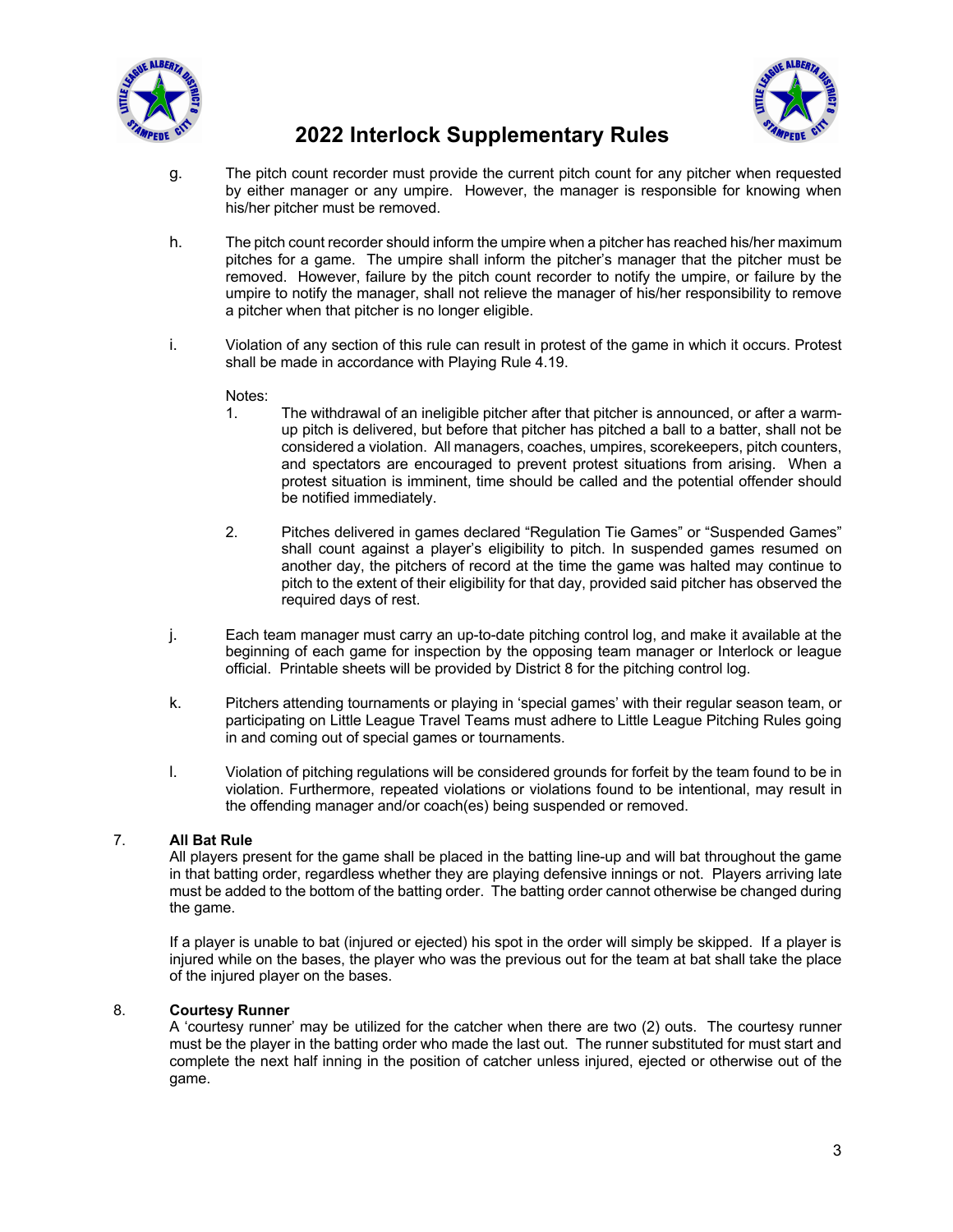g. The pitch count recorder must provide the current pitch count for any pitcher when requested by either manager or any umpire. However, the manager is responsible for knowing when his/her pitcher must be removed.

h. The pitch count recorder should inform the umpire when a pitcher has reached his/her maximum pitches for a game. The umpire shall inform the pitcher's manager that the pitcher must be removed. However, failure by the pitch count recorder to notify the umpire, or failure by the umpire to notify the manager, shall not relieve the manager of his/her responsibility to remove a pitcher when that pitcher is no longer eligible.

i. Violation of any section of this rule can result in protest of the game in which it occurs. Protest shall be made in accordance with Playing Rule 4.19.

   Notes:

   1. The withdrawal of an ineligible pitcher after that pitcher is announced, or after a warm-up pitch is delivered, but before that pitcher has pitched a ball to a batter, shall not be considered a violation. All managers, coaches, umpires, scorekeepers, pitch counters, and spectators are encouraged to prevent protest situations from arising. When a protest situation is imminent, time should be called and the potential offender should be notified immediately.

   2. Pitches delivered in games declared "Regulation Tie Games" or "Suspended Games" shall count against a player's eligibility to pitch. In suspended games resumed on another day, the pitchers of record at the time the game was halted may continue to pitch to the extent of their eligibility for that day, provided said pitcher has observed the required days of rest.

j. Each team manager must carry an up-to-date pitching control log, and make it available at the beginning of each game for inspection by the opposing team manager or Interlock or league official. Printable sheets will be provided by District 8 for the pitching control log.

k. Pitchers attending tournaments or playing in 'special games' with their regular season team, or participating on Little League Travel Teams must adhere to Little League Pitching Rules going in and coming out of special games or tournaments.

l. Violation of pitching regulations will be considered grounds for forfeit by the team found to be in violation. Furthermore, repeated violations or violations found to be intentional, may result in the offending manager and/or coach(es) being suspended or removed.

7. **All Bat Rule**

   All players present for the game shall be placed in the batting line-up and will bat throughout the game in that batting order, regardless whether they are playing defensive innings or not. Players arriving late must be added to the bottom of the batting order. The batting order cannot otherwise be changed during the game.

   If a player is unable to bat (injured or ejected) his spot in the order will simply be skipped. If a player is injured while on the bases, the player who was the previous out for the team at bat shall take the place of the injured player on the bases.

8. **Courtesy Runner**

   A 'courtesy runner' may be utilized for the catcher when there are two (2) outs. The courtesy runner must be the player in the batting order who made the last out. The runner substituted for must start and complete the next half inning in the position of catcher unless injured, ejected or otherwise out of the game.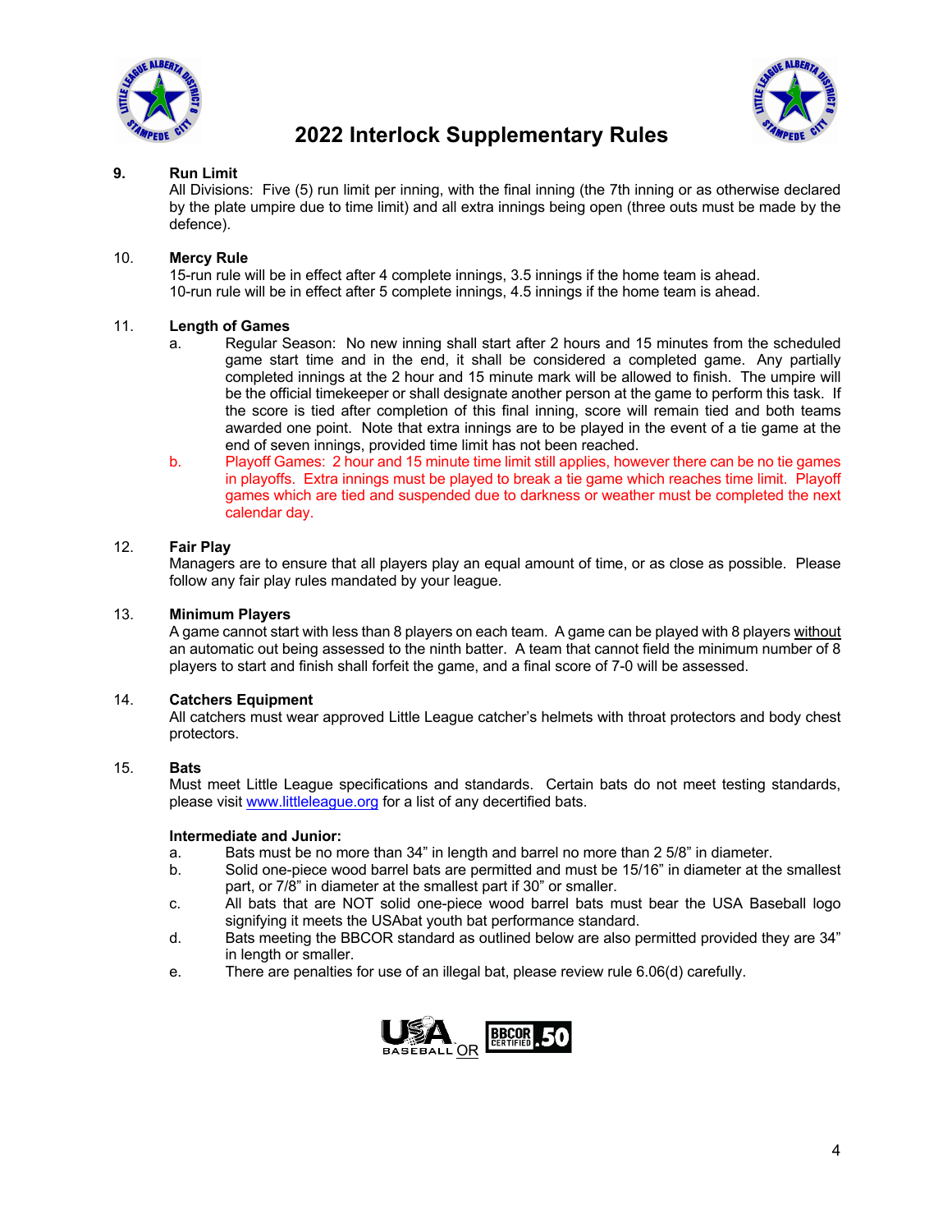# 2022 Interlock Supplementary Rules

**9. Run Limit**

All Divisions: Five (5) run limit per inning, with the final inning (the 7th inning or as otherwise declared by the plate umpire due to time limit) and all extra innings being open (three outs must be made by the defence).

**10. Mercy Rule**

15-run rule will be in effect after 4 complete innings, 3.5 innings if the home team is ahead.
10-run rule will be in effect after 5 complete innings, 4.5 innings if the home team is ahead.

**11. Length of Games**

a. Regular Season: No new inning shall start after 2 hours and 15 minutes from the scheduled game start time and in the end, it shall be considered a completed game. Any partially completed innings at the 2 hour and 15 minute mark will be allowed to finish. The umpire will be the official timekeeper or shall designate another person at the game to perform this task. If the score is tied after completion of this final inning, score will remain tied and both teams awarded one point. Note that extra innings are to be played in the event of a tie game at the end of seven innings, provided time limit has not been reached.

b. Playoff Games: 2 hour and 15 minute time limit still applies, however there can be no tie games in playoffs. Extra innings must be played to break a tie game which reaches time limit. Playoff games which are tied and suspended due to darkness or weather must be completed the next calendar day.

**12. Fair Play**

Managers are to ensure that all players play an equal amount of time, or as close as possible. Please follow any fair play rules mandated by your league.

**13. Minimum Players**

A game cannot start with less than 8 players on each team. A game can be played with 8 players without an automatic out being assessed to the ninth batter. A team that cannot field the minimum number of 8 players to start and finish shall forfeit the game, and a final score of 7-0 will be assessed.

**14. Catchers Equipment**

All catchers must wear approved Little League catcher's helmets with throat protectors and body chest protectors.

**15. Bats**

Must meet Little League specifications and standards. Certain bats do not meet testing standards, please visit www.littleleague.org for a list of any decertified bats.

**Intermediate and Junior:**

a. Bats must be no more than 34" in length and barrel no more than 2 5/8" in diameter.
b. Solid one-piece wood barrel bats are permitted and must be 15/16" in diameter at the smallest part, or 7/8" in diameter at the smallest part if 30" or smaller.
c. All bats that are NOT solid one-piece wood barrel bats must bear the USA Baseball logo signifying it meets the USAbat youth bat performance standard.
d. Bats meeting the BBCOR standard as outlined below are also permitted provided they are 34" in length or smaller.
e. There are penalties for use of an illegal bat, please review rule 6.06(d) carefully.

USA BASEBALL OR BBCOR CERTIFIED .50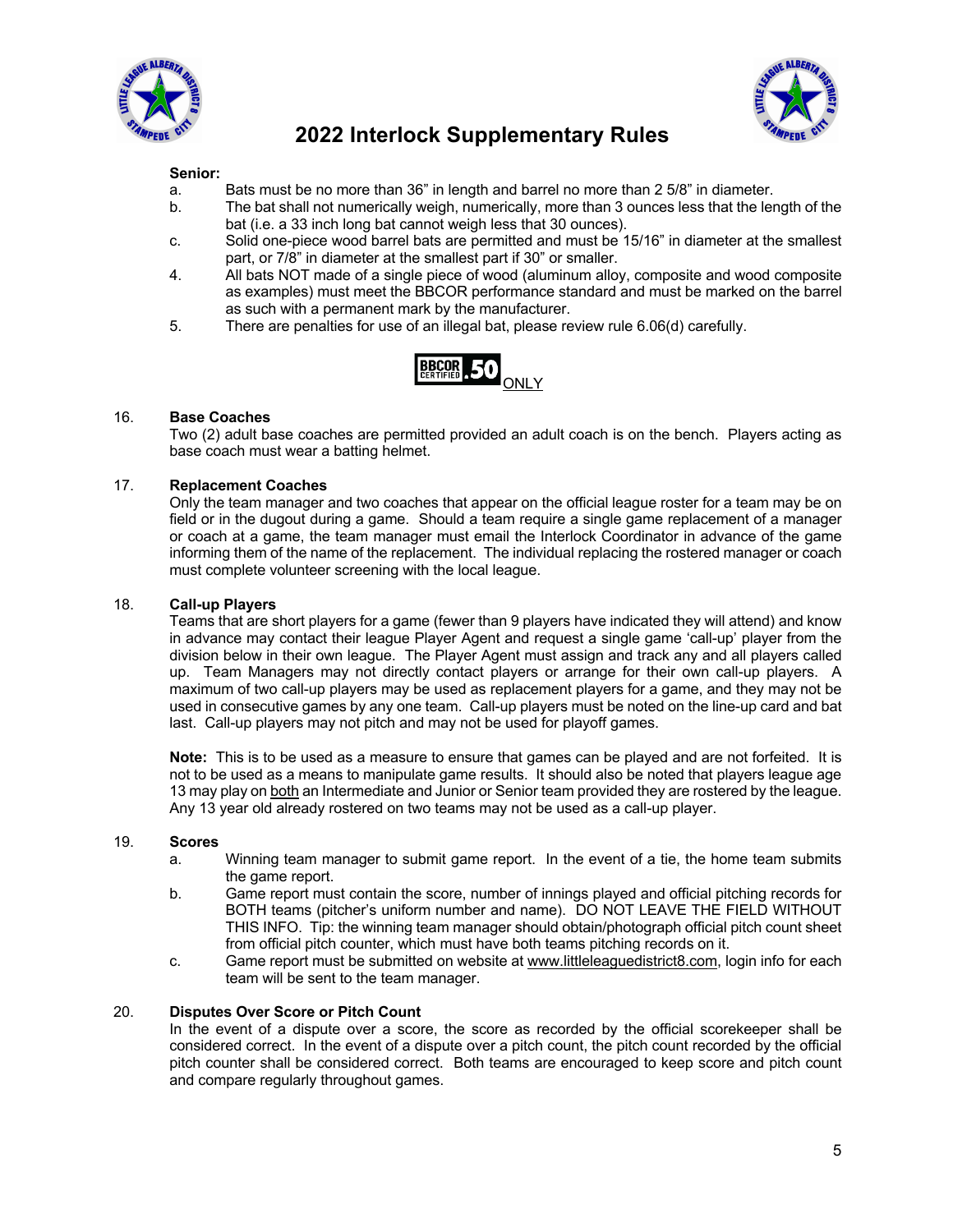# 2022 Interlock Supplementary Rules

**Senior:**

a. Bats must be no more than 36" in length and barrel no more than 2 5/8" in diameter.

b. The bat shall not numerically weigh, numerically, more than 3 ounces less that the length of the bat (i.e. a 33 inch long bat cannot weigh less that 30 ounces).

c. Solid one-piece wood barrel bats are permitted and must be 15/16" in diameter at the smallest part, or 7/8" in diameter at the smallest part if 30" or smaller.

4. All bats NOT made of a single piece of wood (aluminum alloy, composite and wood composite as examples) must meet the BBCOR performance standard and must be marked on the barrel as such with a permanent mark by the manufacturer.

5. There are penalties for use of an illegal bat, please review rule 6.06(d) carefully.

BBCOR CERTIFIED .50 ONLY

16. **Base Coaches**

Two (2) adult base coaches are permitted provided an adult coach is on the bench. Players acting as base coach must wear a batting helmet.

17. **Replacement Coaches**

Only the team manager and two coaches that appear on the official league roster for a team may be on field or in the dugout during a game. Should a team require a single game replacement of a manager or coach at a game, the team manager must email the Interlock Coordinator in advance of the game informing them of the name of the replacement. The individual replacing the rostered manager or coach must complete volunteer screening with the local league.

18. **Call-up Players**

Teams that are short players for a game (fewer than 9 players have indicated they will attend) and know in advance may contact their league Player Agent and request a single game 'call-up' player from the division below in their own league. The Player Agent must assign and track any and all players called up. Team Managers may not directly contact players or arrange for their own call-up players. A maximum of two call-up players may be used as replacement players for a game, and they may not be used in consecutive games by any one team. Call-up players must be noted on the line-up card and bat last. Call-up players may not pitch and may not be used for playoff games.

**Note:** This is to be used as a measure to ensure that games can be played and are not forfeited. It is not to be used as a means to manipulate game results. It should also be noted that players league age 13 may play on both an Intermediate and Junior or Senior team provided they are rostered by the league. Any 13 year old already rostered on two teams may not be used as a call-up player.

19. **Scores**

a. Winning team manager to submit game report. In the event of a tie, the home team submits the game report.

b. Game report must contain the score, number of innings played and official pitching records for BOTH teams (pitcher's uniform number and name). DO NOT LEAVE THE FIELD WITHOUT THIS INFO. Tip: the winning team manager should obtain/photograph official pitch count sheet from official pitch counter, which must have both teams pitching records on it.

c. Game report must be submitted on website at www.littleleaguedistrict8.com, login info for each team will be sent to the team manager.

20. **Disputes Over Score or Pitch Count**

In the event of a dispute over a score, the score as recorded by the official scorekeeper shall be considered correct. In the event of a dispute over a pitch count, the pitch count recorded by the official pitch counter shall be considered correct. Both teams are encouraged to keep score and pitch count and compare regularly throughout games.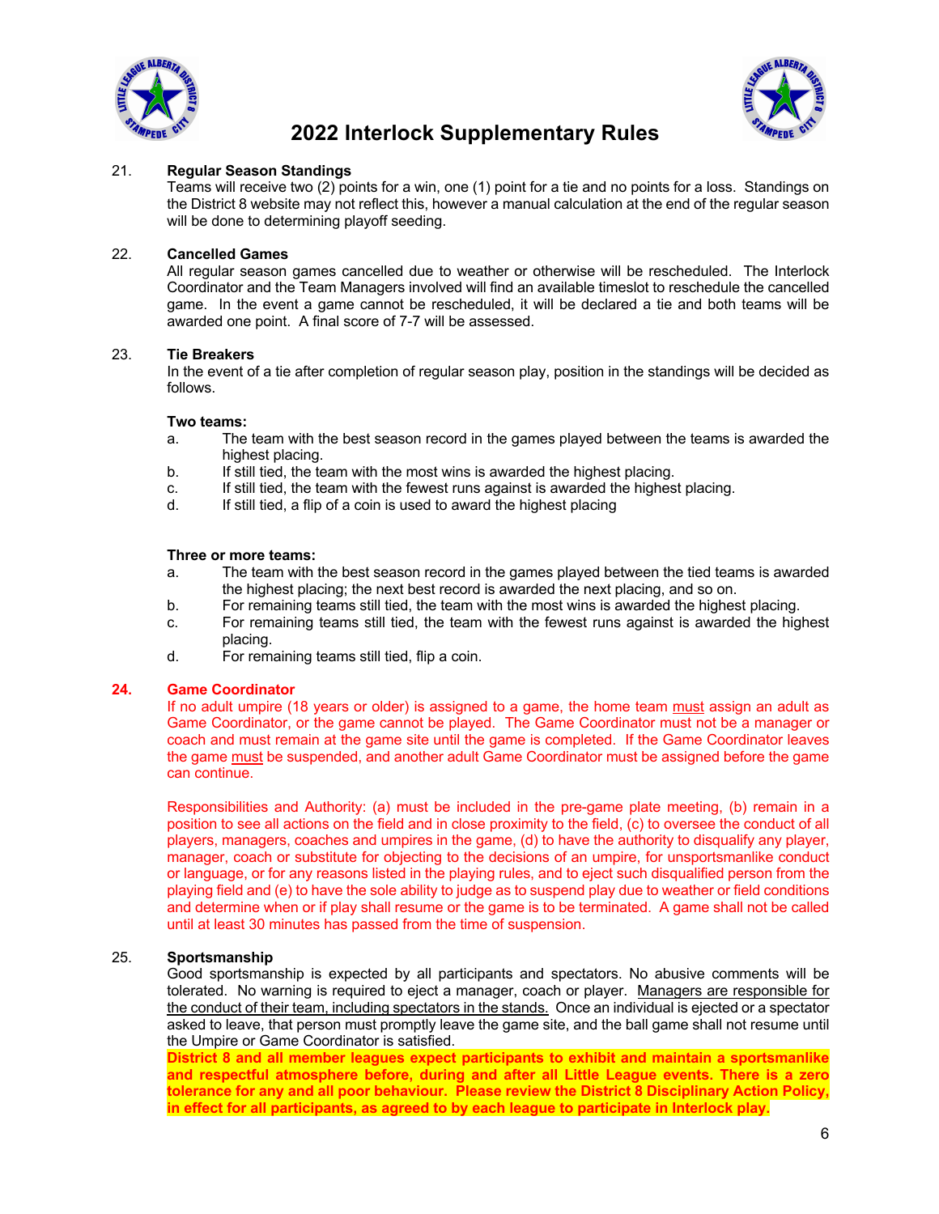# 2022 Interlock Supplementary Rules

21. **Regular Season Standings**
Teams will receive two (2) points for a win, one (1) point for a tie and no points for a loss. Standings on the District 8 website may not reflect this, however a manual calculation at the end of the regular season will be done to determining playoff seeding.

22. **Cancelled Games**
All regular season games cancelled due to weather or otherwise will be rescheduled. The Interlock Coordinator and the Team Managers involved will find an available timeslot to reschedule the cancelled game. In the event a game cannot be rescheduled, it will be declared a tie and both teams will be awarded one point. A final score of 7-7 will be assessed.

23. **Tie Breakers**
In the event of a tie after completion of regular season play, position in the standings will be decided as follows.

**Two teams:**

a. The team with the best season record in the games played between the teams is awarded the highest placing.
b. If still tied, the team with the most wins is awarded the highest placing.
c. If still tied, the team with the fewest runs against is awarded the highest placing.
d. If still tied, a flip of a coin is used to award the highest placing

**Three or more teams:**

a. The team with the best season record in the games played between the tied teams is awarded the highest placing; the next best record is awarded the next placing, and so on.
b. For remaining teams still tied, the team with the most wins is awarded the highest placing.
c. For remaining teams still tied, the team with the fewest runs against is awarded the highest placing.
d. For remaining teams still tied, flip a coin.

24. **Game Coordinator**
If no adult umpire (18 years or older) is assigned to a game, the home team must assign an adult as Game Coordinator, or the game cannot be played. The Game Coordinator must not be a manager or coach and must remain at the game site until the game is completed. If the Game Coordinator leaves the game must be suspended, and another adult Game Coordinator must be assigned before the game can continue.

Responsibilities and Authority: (a) must be included in the pre-game plate meeting, (b) remain in a position to see all actions on the field and in close proximity to the field, (c) to oversee the conduct of all players, managers, coaches and umpires in the game, (d) to have the authority to disqualify any player, manager, coach or substitute for objecting to the decisions of an umpire, for unsportsmanlike conduct or language, or for any reasons listed in the playing rules, and to eject such disqualified person from the playing field and (e) to have the sole ability to judge as to suspend play due to weather or field conditions and determine when or if play shall resume or the game is to be terminated. A game shall not be called until at least 30 minutes has passed from the time of suspension.

25. **Sportsmanship**
Good sportsmanship is expected by all participants and spectators. No abusive comments will be tolerated. No warning is required to eject a manager, coach or player. Managers are responsible for the conduct of their team, including spectators in the stands. Once an individual is ejected or a spectator asked to leave, that person must promptly leave the game site, and the ball game shall not resume until the Umpire or Game Coordinator is satisfied.
**District 8 and all member leagues expect participants to exhibit and maintain a sportsmanlike and respectful atmosphere before, during and after all Little League events. There is a zero tolerance for any and all poor behaviour. Please review the District 8 Disciplinary Action Policy, in effect for all participants, as agreed to by each league to participate in Interlock play.**